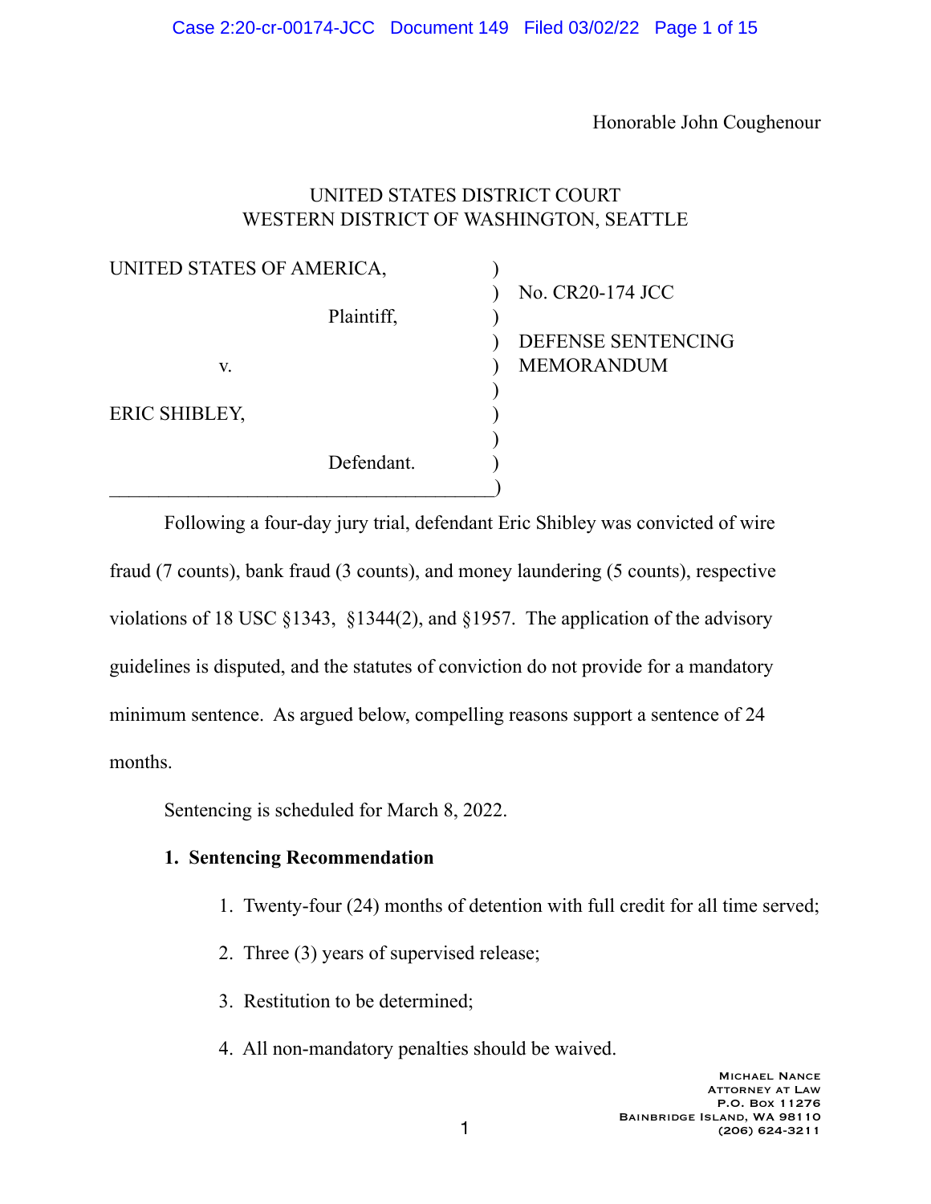Honorable John Coughenour

UNITED STATES DISTRICT COURT
WESTERN DISTRICT OF WASHINGTON, SEATTLE

| | | |
|---|---|---|
| UNITED STATES OF AMERICA, Plaintiff, | ) | No. CR20-174 JCC |
| v. | ) | DEFENSE SENTENCING MEMORANDUM |
| ERIC SHIBLEY, Defendant. | ) | |

Following a four-day jury trial, defendant Eric Shibley was convicted of wire fraud (7 counts), bank fraud (3 counts), and money laundering (5 counts), respective violations of 18 USC §1343, §1344(2), and §1957. The application of the advisory guidelines is disputed, and the statutes of conviction do not provide for a mandatory minimum sentence. As argued below, compelling reasons support a sentence of 24 months.

Sentencing is scheduled for March 8, 2022.

**1. Sentencing Recommendation**

1. Twenty-four (24) months of detention with full credit for all time served;
2. Three (3) years of supervised release;
3. Restitution to be determined;
4. All non-mandatory penalties should be waived.

Michael Nance
Attorney at Law
P.O. Box 11276
Bainbridge Island, WA 98110
(206) 624-3211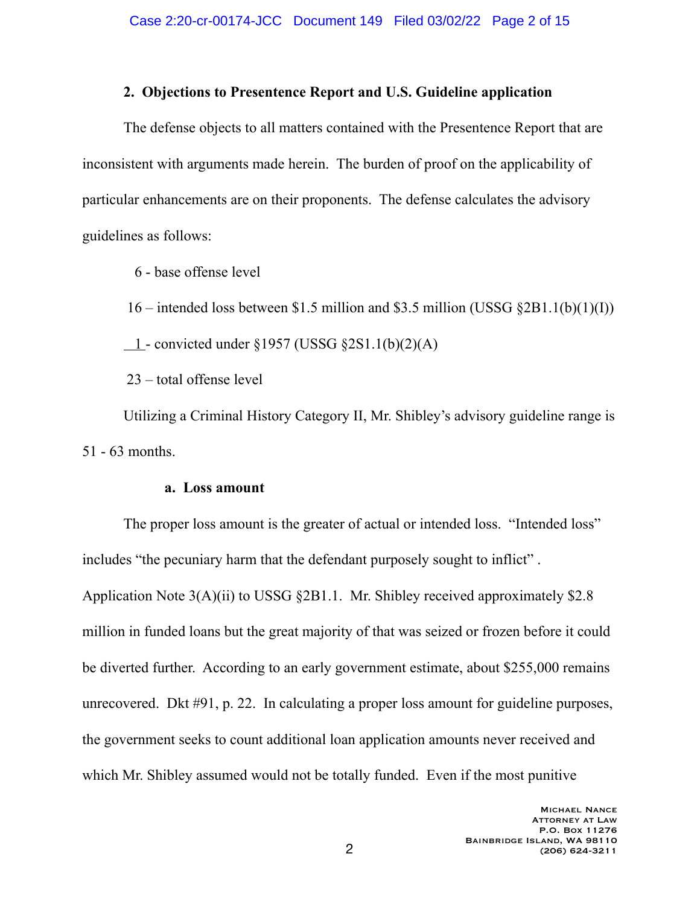## 2. Objections to Presentence Report and U.S. Guideline application

The defense objects to all matters contained with the Presentence Report that are inconsistent with arguments made herein. The burden of proof on the applicability of particular enhancements are on their proponents. The defense calculates the advisory guidelines as follows:

6 - base offense level

16 – intended loss between $1.5 million and $3.5 million (USSG §2B1.1(b)(1)(I))

1 - convicted under §1957 (USSG §2S1.1(b)(2)(A)

23 – total offense level

Utilizing a Criminal History Category II, Mr. Shibley's advisory guideline range is 51 - 63 months.

### a. Loss amount

The proper loss amount is the greater of actual or intended loss. "Intended loss" includes "the pecuniary harm that the defendant purposely sought to inflict" . Application Note 3(A)(ii) to USSG §2B1.1. Mr. Shibley received approximately $2.8 million in funded loans but the great majority of that was seized or frozen before it could be diverted further. According to an early government estimate, about $255,000 remains unrecovered. Dkt #91, p. 22. In calculating a proper loss amount for guideline purposes, the government seeks to count additional loan application amounts never received and which Mr. Shibley assumed would not be totally funded. Even if the most punitive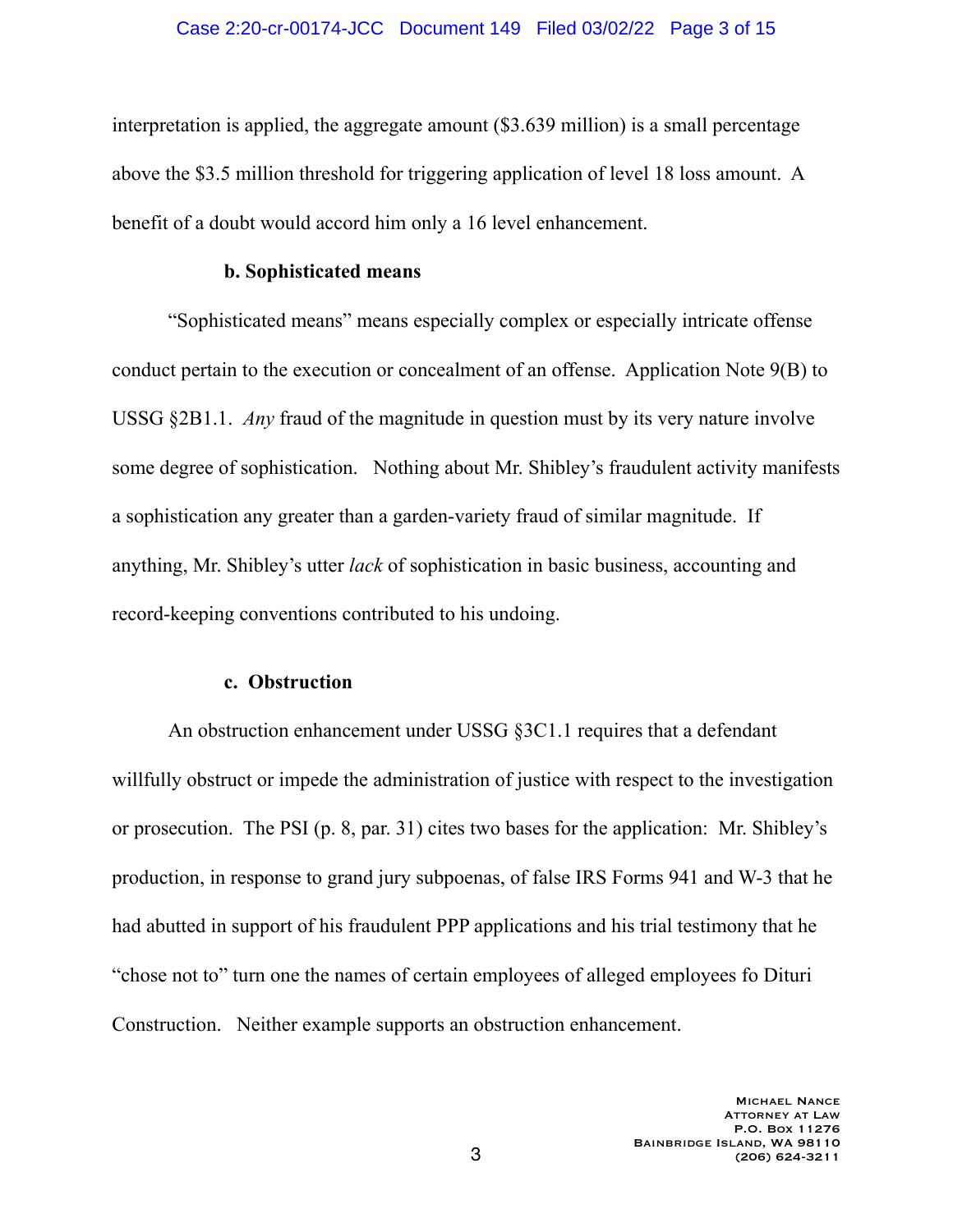interpretation is applied, the aggregate amount ($3.639 million) is a small percentage above the $3.5 million threshold for triggering application of level 18 loss amount. A benefit of a doubt would accord him only a 16 level enhancement.

**b. Sophisticated means**

"Sophisticated means" means especially complex or especially intricate offense conduct pertain to the execution or concealment of an offense. Application Note 9(B) to USSG §2B1.1. *Any* fraud of the magnitude in question must by its very nature involve some degree of sophistication. Nothing about Mr. Shibley's fraudulent activity manifests a sophistication any greater than a garden-variety fraud of similar magnitude. If anything, Mr. Shibley's utter *lack* of sophistication in basic business, accounting and record-keeping conventions contributed to his undoing.

**c. Obstruction**

An obstruction enhancement under USSG §3C1.1 requires that a defendant willfully obstruct or impede the administration of justice with respect to the investigation or prosecution. The PSI (p. 8, par. 31) cites two bases for the application: Mr. Shibley's production, in response to grand jury subpoenas, of false IRS Forms 941 and W-3 that he had abutted in support of his fraudulent PPP applications and his trial testimony that he "chose not to" turn one the names of certain employees of alleged employees fo Dituri Construction. Neither example supports an obstruction enhancement.

Michael Nance
Attorney at Law
P.O. Box 11276
Bainbridge Island, WA 98110
(206) 624-3211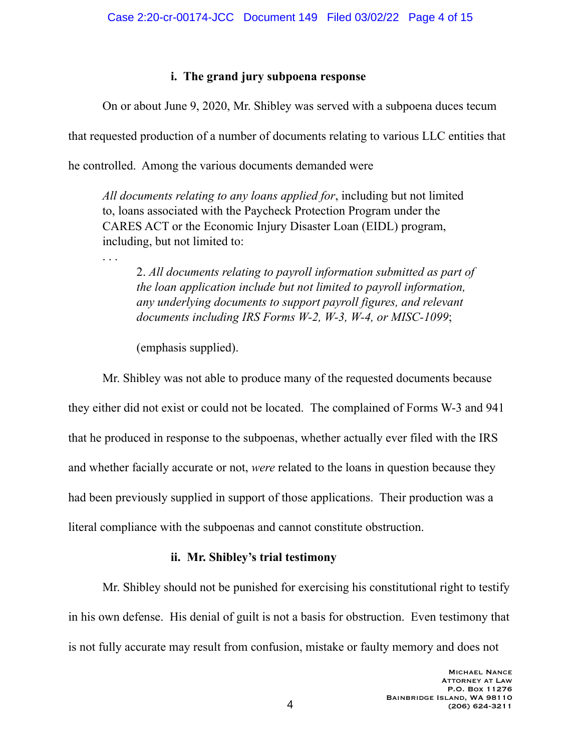#### i. The grand jury subpoena response

On or about June 9, 2020, Mr. Shibley was served with a subpoena duces tecum that requested production of a number of documents relating to various LLC entities that he controlled. Among the various documents demanded were

> *All documents relating to any loans applied for*, including but not limited to, loans associated with the Paycheck Protection Program under the CARES ACT or the Economic Injury Disaster Loan (EIDL) program, including, but not limited to:
>
> . . .
>
> > 2. *All documents relating to payroll information submitted as part of the loan application include but not limited to payroll information, any underlying documents to support payroll figures, and relevant documents including IRS Forms W-2, W-3, W-4, or MISC-1099*;
> >
> > (emphasis supplied).

Mr. Shibley was not able to produce many of the requested documents because they either did not exist or could not be located. The complained of Forms W-3 and 941 that he produced in response to the subpoenas, whether actually ever filed with the IRS and whether facially accurate or not, *were* related to the loans in question because they had been previously supplied in support of those applications. Their production was a literal compliance with the subpoenas and cannot constitute obstruction.

#### ii. Mr. Shibley's trial testimony

Mr. Shibley should not be punished for exercising his constitutional right to testify in his own defense. His denial of guilt is not a basis for obstruction. Even testimony that is not fully accurate may result from confusion, mistake or faulty memory and does not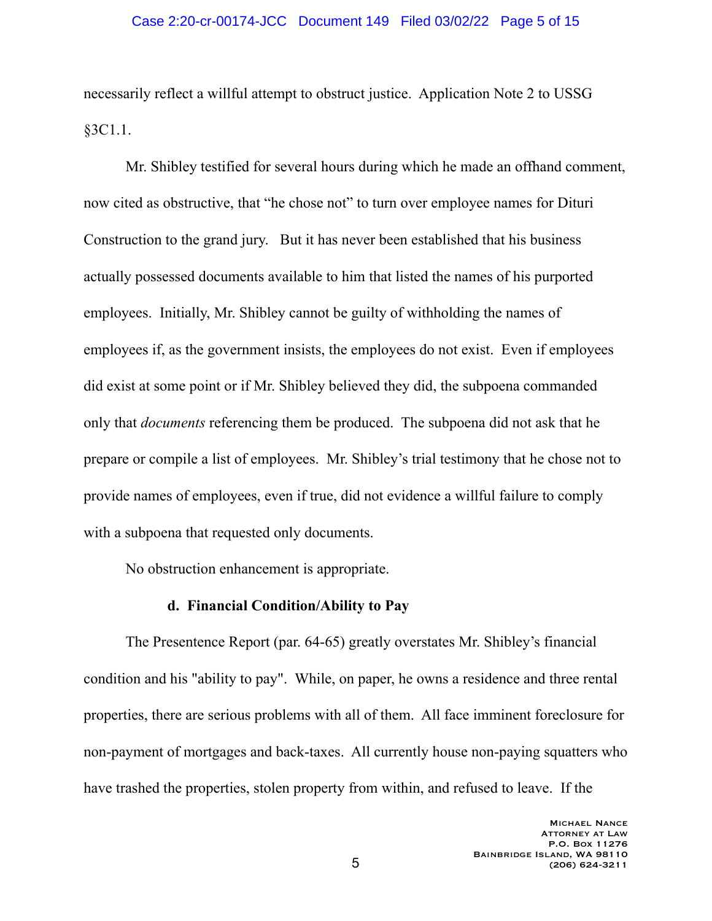necessarily reflect a willful attempt to obstruct justice. Application Note 2 to USSG §3C1.1.

Mr. Shibley testified for several hours during which he made an offhand comment, now cited as obstructive, that "he chose not" to turn over employee names for Dituri Construction to the grand jury. But it has never been established that his business actually possessed documents available to him that listed the names of his purported employees. Initially, Mr. Shibley cannot be guilty of withholding the names of employees if, as the government insists, the employees do not exist. Even if employees did exist at some point or if Mr. Shibley believed they did, the subpoena commanded only that *documents* referencing them be produced. The subpoena did not ask that he prepare or compile a list of employees. Mr. Shibley's trial testimony that he chose not to provide names of employees, even if true, did not evidence a willful failure to comply with a subpoena that requested only documents.

No obstruction enhancement is appropriate.

**d. Financial Condition/Ability to Pay**

The Presentence Report (par. 64-65) greatly overstates Mr. Shibley's financial condition and his "ability to pay". While, on paper, he owns a residence and three rental properties, there are serious problems with all of them. All face imminent foreclosure for non-payment of mortgages and back-taxes. All currently house non-paying squatters who have trashed the properties, stolen property from within, and refused to leave. If the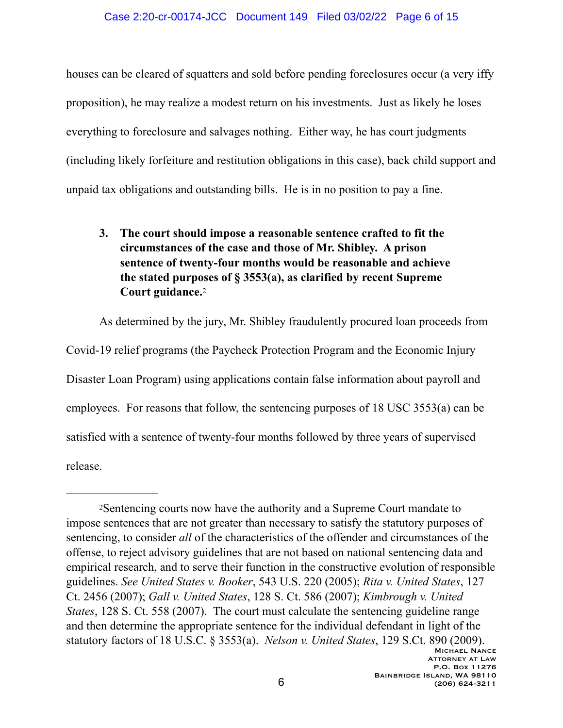houses can be cleared of squatters and sold before pending foreclosures occur (a very iffy proposition), he may realize a modest return on his investments. Just as likely he loses everything to foreclosure and salvages nothing. Either way, he has court judgments (including likely forfeiture and restitution obligations in this case), back child support and unpaid tax obligations and outstanding bills. He is in no position to pay a fine.

> **3. The court should impose a reasonable sentence crafted to fit the circumstances of the case and those of Mr. Shibley. A prison sentence of twenty-four months would be reasonable and achieve the stated purposes of § 3553(a), as clarified by recent Supreme Court guidance.**[2]

As determined by the jury, Mr. Shibley fraudulently procured loan proceeds from Covid-19 relief programs (the Paycheck Protection Program and the Economic Injury Disaster Loan Program) using applications contain false information about payroll and employees. For reasons that follow, the sentencing purposes of 18 USC 3553(a) can be satisfied with a sentence of twenty-four months followed by three years of supervised release.

---

[2]Sentencing courts now have the authority and a Supreme Court mandate to impose sentences that are not greater than necessary to satisfy the statutory purposes of sentencing, to consider *all* of the characteristics of the offender and circumstances of the offense, to reject advisory guidelines that are not based on national sentencing data and empirical research, and to serve their function in the constructive evolution of responsible guidelines. *See United States v. Booker*, 543 U.S. 220 (2005); *Rita v. United States*, 127 Ct. 2456 (2007); *Gall v. United States*, 128 S. Ct. 586 (2007); *Kimbrough v. United States*, 128 S. Ct. 558 (2007). The court must calculate the sentencing guideline range and then determine the appropriate sentence for the individual defendant in light of the statutory factors of 18 U.S.C. § 3553(a). *Nelson v. United States*, 129 S.Ct. 890 (2009).

Michael Nance
Attorney at Law
P.O. Box 11276
Bainbridge Island, WA 98110
(206) 624-3211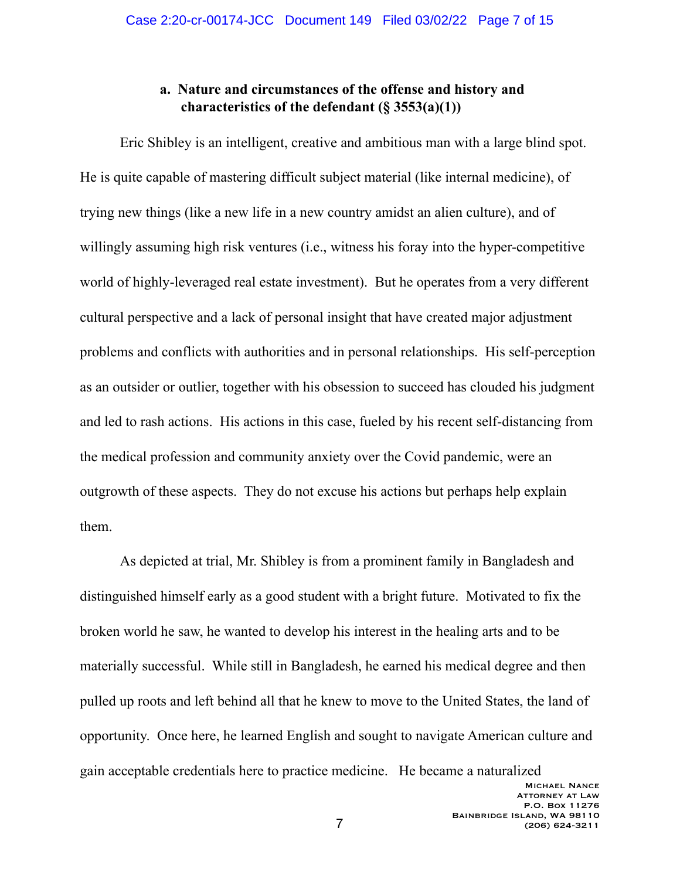### a. Nature and circumstances of the offense and history and characteristics of the defendant (§ 3553(a)(1))

Eric Shibley is an intelligent, creative and ambitious man with a large blind spot. He is quite capable of mastering difficult subject material (like internal medicine), of trying new things (like a new life in a new country amidst an alien culture), and of willingly assuming high risk ventures (i.e., witness his foray into the hyper-competitive world of highly-leveraged real estate investment). But he operates from a very different cultural perspective and a lack of personal insight that have created major adjustment problems and conflicts with authorities and in personal relationships. His self-perception as an outsider or outlier, together with his obsession to succeed has clouded his judgment and led to rash actions. His actions in this case, fueled by his recent self-distancing from the medical profession and community anxiety over the Covid pandemic, were an outgrowth of these aspects. They do not excuse his actions but perhaps help explain them.

As depicted at trial, Mr. Shibley is from a prominent family in Bangladesh and distinguished himself early as a good student with a bright future. Motivated to fix the broken world he saw, he wanted to develop his interest in the healing arts and to be materially successful. While still in Bangladesh, he earned his medical degree and then pulled up roots and left behind all that he knew to move to the United States, the land of opportunity. Once here, he learned English and sought to navigate American culture and gain acceptable credentials here to practice medicine. He became a naturalized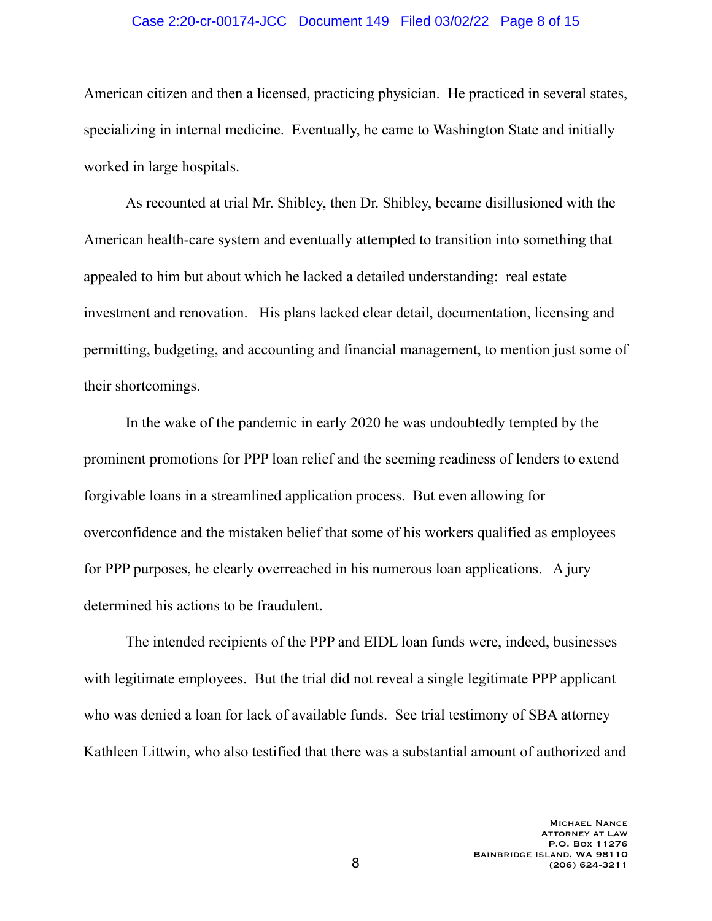American citizen and then a licensed, practicing physician. He practiced in several states, specializing in internal medicine. Eventually, he came to Washington State and initially worked in large hospitals.

As recounted at trial Mr. Shibley, then Dr. Shibley, became disillusioned with the American health-care system and eventually attempted to transition into something that appealed to him but about which he lacked a detailed understanding: real estate investment and renovation. His plans lacked clear detail, documentation, licensing and permitting, budgeting, and accounting and financial management, to mention just some of their shortcomings.

In the wake of the pandemic in early 2020 he was undoubtedly tempted by the prominent promotions for PPP loan relief and the seeming readiness of lenders to extend forgivable loans in a streamlined application process. But even allowing for overconfidence and the mistaken belief that some of his workers qualified as employees for PPP purposes, he clearly overreached in his numerous loan applications. A jury determined his actions to be fraudulent.

The intended recipients of the PPP and EIDL loan funds were, indeed, businesses with legitimate employees. But the trial did not reveal a single legitimate PPP applicant who was denied a loan for lack of available funds. See trial testimony of SBA attorney Kathleen Littwin, who also testified that there was a substantial amount of authorized and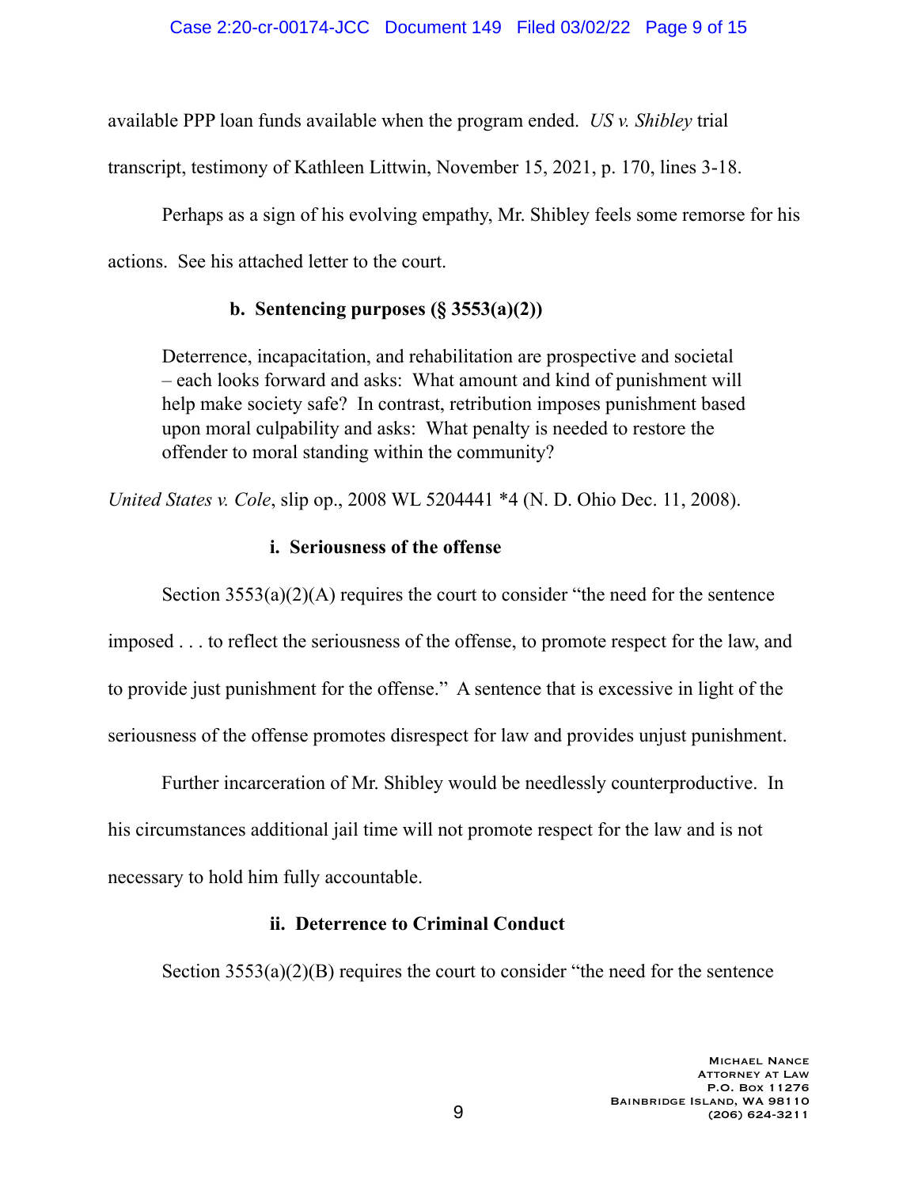available PPP loan funds available when the program ended. *US v. Shibley* trial transcript, testimony of Kathleen Littwin, November 15, 2021, p. 170, lines 3-18.

Perhaps as a sign of his evolving empathy, Mr. Shibley feels some remorse for his actions. See his attached letter to the court.

#### b. Sentencing purposes (§ 3553(a)(2))

> Deterrence, incapacitation, and rehabilitation are prospective and societal – each looks forward and asks: What amount and kind of punishment will help make society safe? In contrast, retribution imposes punishment based upon moral culpability and asks: What penalty is needed to restore the offender to moral standing within the community?

*United States v. Cole*, slip op., 2008 WL 5204441 *4 (N. D. Ohio Dec. 11, 2008).

##### i. Seriousness of the offense

Section 3553(a)(2)(A) requires the court to consider "the need for the sentence imposed . . . to reflect the seriousness of the offense, to promote respect for the law, and to provide just punishment for the offense." A sentence that is excessive in light of the seriousness of the offense promotes disrespect for law and provides unjust punishment.

Further incarceration of Mr. Shibley would be needlessly counterproductive. In his circumstances additional jail time will not promote respect for the law and is not necessary to hold him fully accountable.

##### ii. Deterrence to Criminal Conduct

Section 3553(a)(2)(B) requires the court to consider "the need for the sentence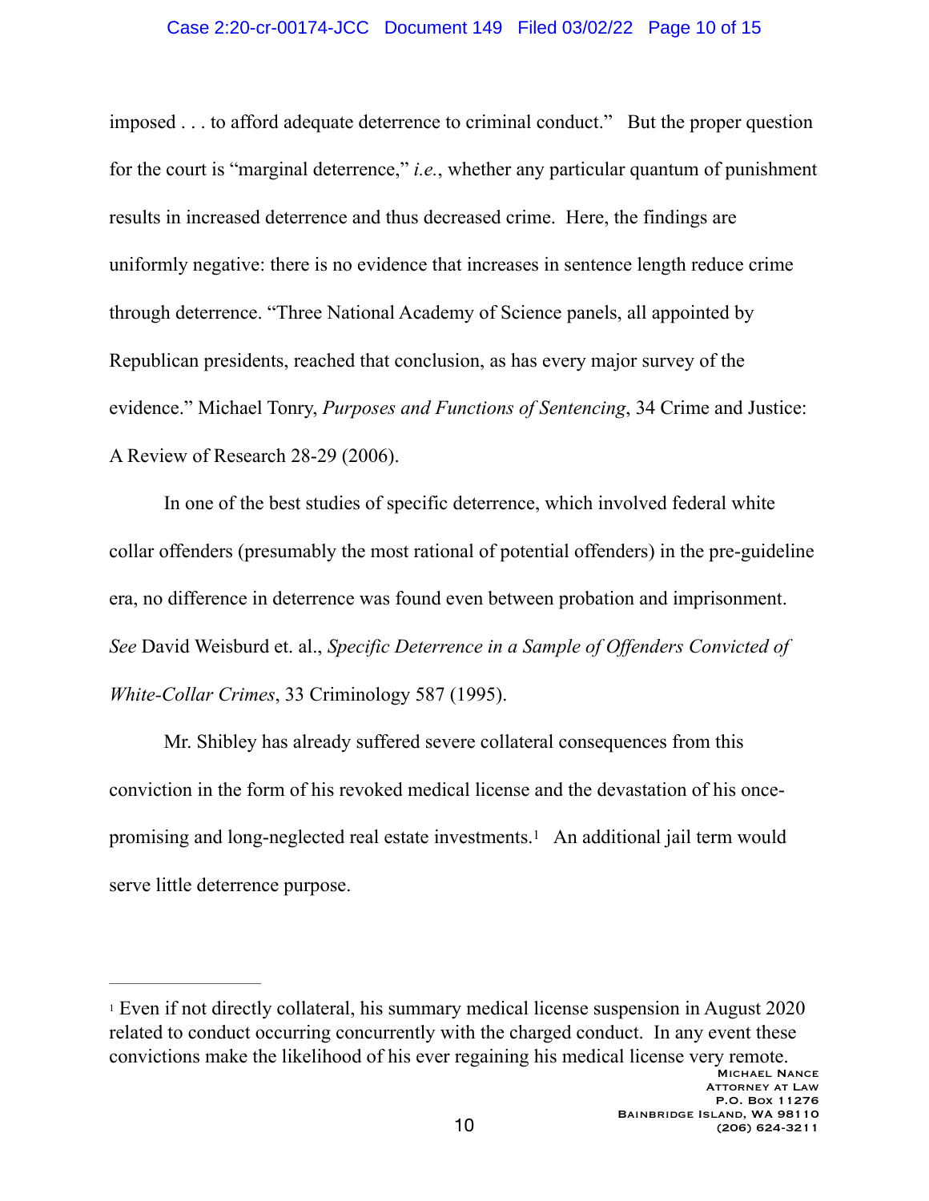imposed . . . to afford adequate deterrence to criminal conduct." But the proper question for the court is "marginal deterrence," *i.e.*, whether any particular quantum of punishment results in increased deterrence and thus decreased crime. Here, the findings are uniformly negative: there is no evidence that increases in sentence length reduce crime through deterrence. "Three National Academy of Science panels, all appointed by Republican presidents, reached that conclusion, as has every major survey of the evidence." Michael Tonry, *Purposes and Functions of Sentencing*, 34 Crime and Justice: A Review of Research 28-29 (2006).

In one of the best studies of specific deterrence, which involved federal white collar offenders (presumably the most rational of potential offenders) in the pre-guideline era, no difference in deterrence was found even between probation and imprisonment. *See* David Weisburd et. al., *Specific Deterrence in a Sample of Offenders Convicted of White-Collar Crimes*, 33 Criminology 587 (1995).

Mr. Shibley has already suffered severe collateral consequences from this conviction in the form of his revoked medical license and the devastation of his once-promising and long-neglected real estate investments.[1] An additional jail term would serve little deterrence purpose.

---

[1] Even if not directly collateral, his summary medical license suspension in August 2020 related to conduct occurring concurrently with the charged conduct. In any event these convictions make the likelihood of his ever regaining his medical license very remote.

Michael Nance
Attorney at Law
P.O. Box 11276
Bainbridge Island, WA 98110
(206) 624-3211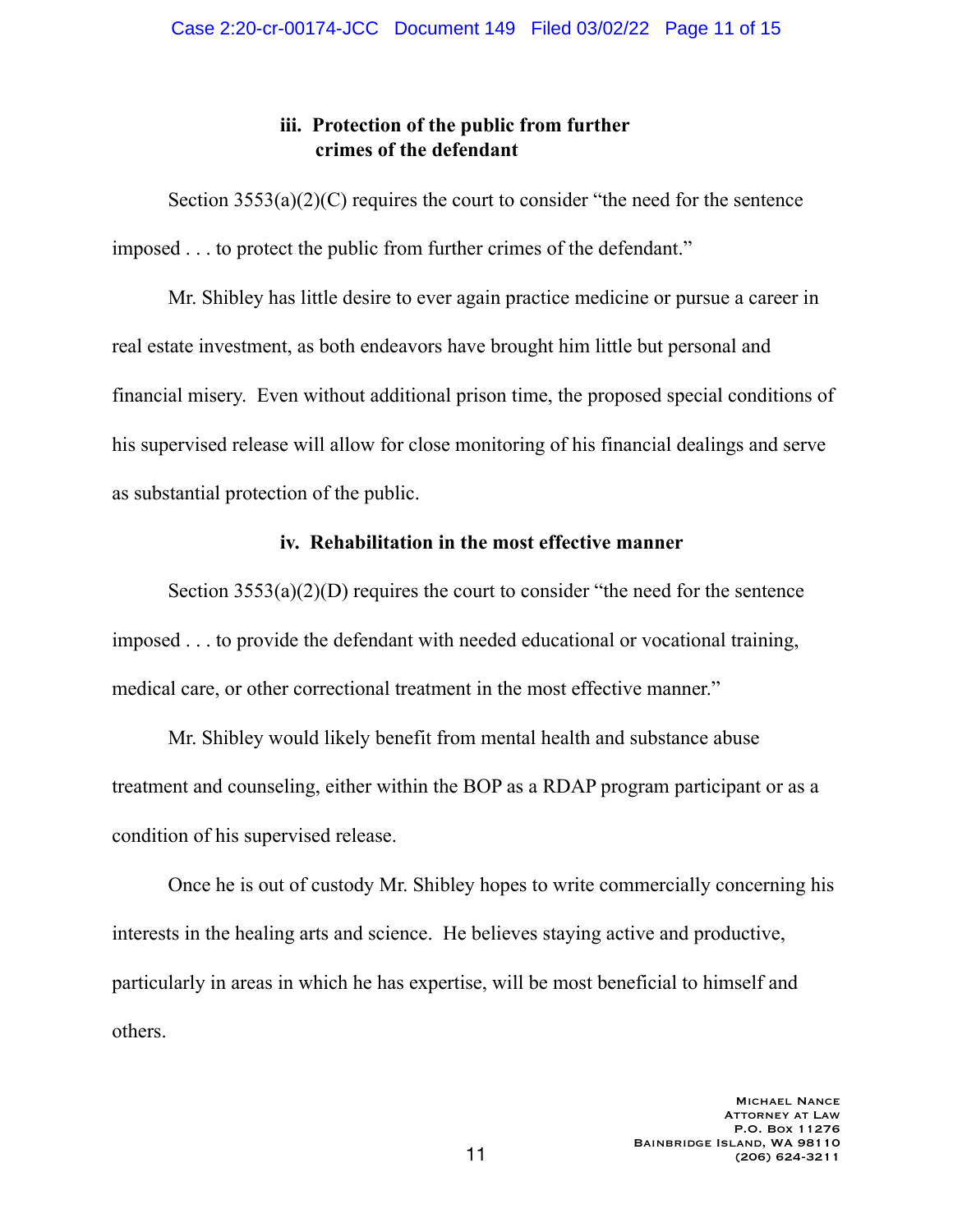### iii. Protection of the public from further crimes of the defendant

Section 3553(a)(2)(C) requires the court to consider "the need for the sentence imposed . . . to protect the public from further crimes of the defendant."

Mr. Shibley has little desire to ever again practice medicine or pursue a career in real estate investment, as both endeavors have brought him little but personal and financial misery. Even without additional prison time, the proposed special conditions of his supervised release will allow for close monitoring of his financial dealings and serve as substantial protection of the public.

### iv. Rehabilitation in the most effective manner

Section 3553(a)(2)(D) requires the court to consider "the need for the sentence imposed . . . to provide the defendant with needed educational or vocational training, medical care, or other correctional treatment in the most effective manner."

Mr. Shibley would likely benefit from mental health and substance abuse treatment and counseling, either within the BOP as a RDAP program participant or as a condition of his supervised release.

Once he is out of custody Mr. Shibley hopes to write commercially concerning his interests in the healing arts and science. He believes staying active and productive, particularly in areas in which he has expertise, will be most beneficial to himself and others.

Michael Nance
Attorney at Law
P.O. Box 11276
Bainbridge Island, WA 98110
(206) 624-3211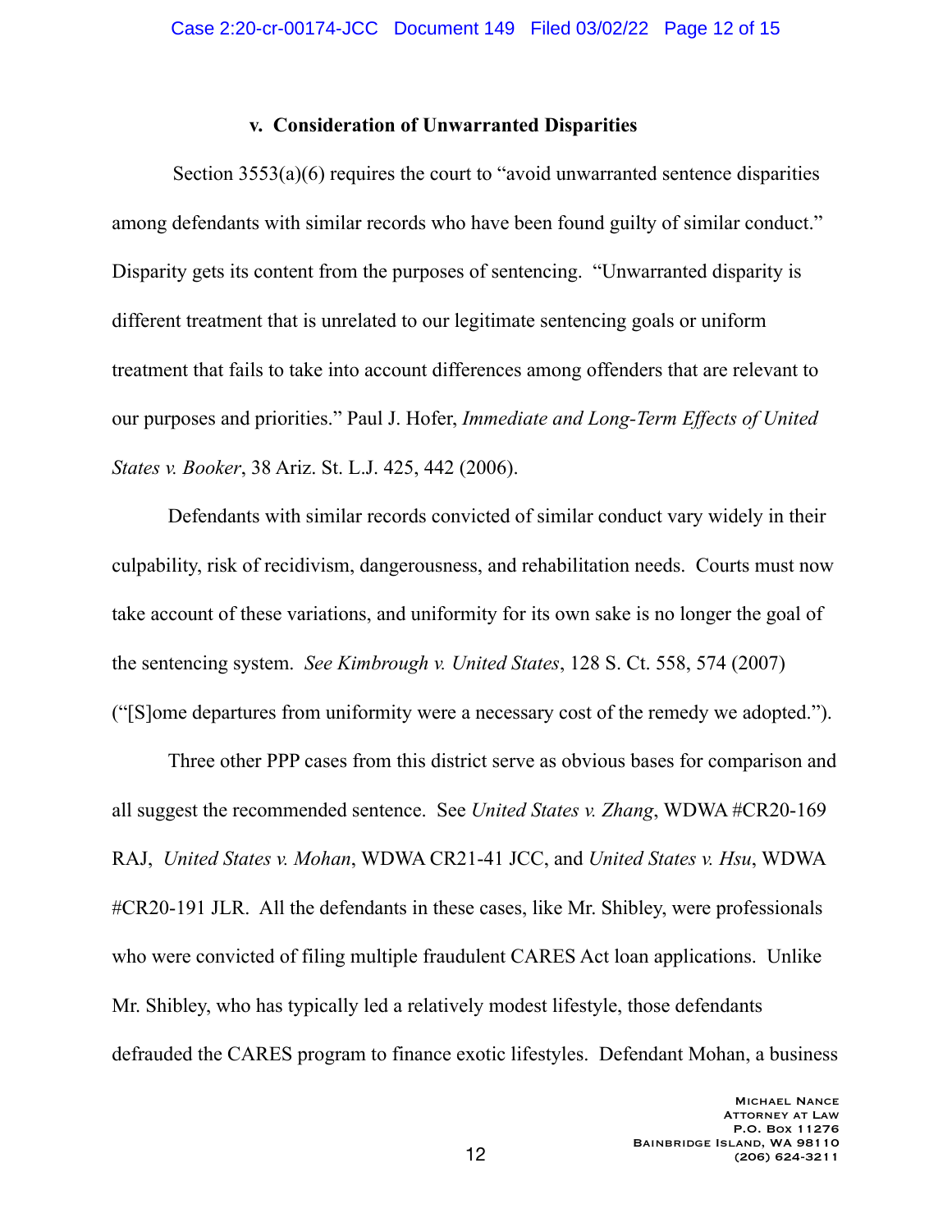### v. Consideration of Unwarranted Disparities

Section 3553(a)(6) requires the court to "avoid unwarranted sentence disparities among defendants with similar records who have been found guilty of similar conduct." Disparity gets its content from the purposes of sentencing. "Unwarranted disparity is different treatment that is unrelated to our legitimate sentencing goals or uniform treatment that fails to take into account differences among offenders that are relevant to our purposes and priorities." Paul J. Hofer, *Immediate and Long-Term Effects of United States v. Booker*, 38 Ariz. St. L.J. 425, 442 (2006).

Defendants with similar records convicted of similar conduct vary widely in their culpability, risk of recidivism, dangerousness, and rehabilitation needs. Courts must now take account of these variations, and uniformity for its own sake is no longer the goal of the sentencing system. *See Kimbrough v. United States*, 128 S. Ct. 558, 574 (2007) ("[S]ome departures from uniformity were a necessary cost of the remedy we adopted.").

Three other PPP cases from this district serve as obvious bases for comparison and all suggest the recommended sentence. See *United States v. Zhang*, WDWA #CR20-169 RAJ, *United States v. Mohan*, WDWA CR21-41 JCC, and *United States v. Hsu*, WDWA #CR20-191 JLR. All the defendants in these cases, like Mr. Shibley, were professionals who were convicted of filing multiple fraudulent CARES Act loan applications. Unlike Mr. Shibley, who has typically led a relatively modest lifestyle, those defendants defrauded the CARES program to finance exotic lifestyles. Defendant Mohan, a business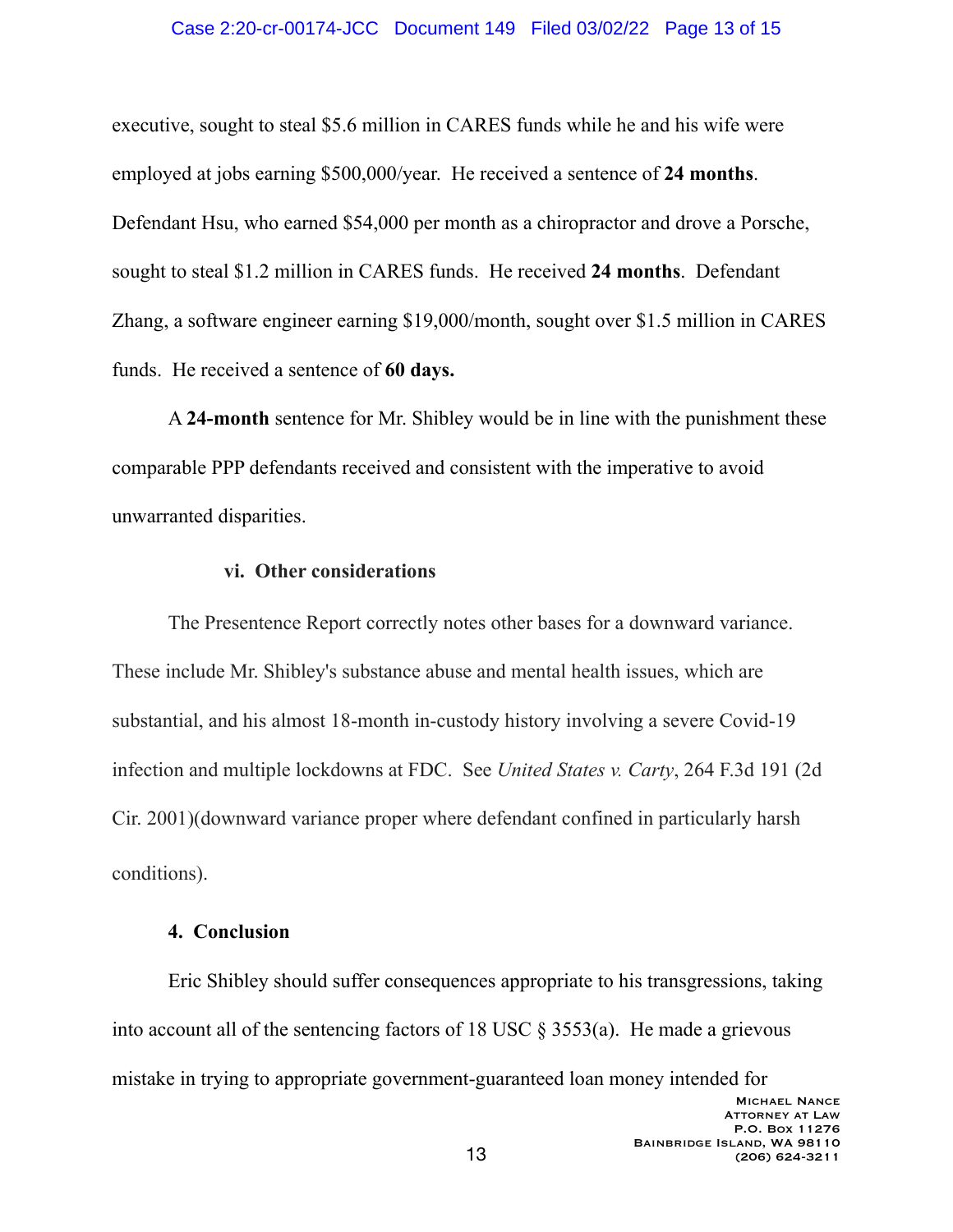executive, sought to steal $5.6 million in CARES funds while he and his wife were employed at jobs earning $500,000/year. He received a sentence of **24 months**. Defendant Hsu, who earned $54,000 per month as a chiropractor and drove a Porsche, sought to steal $1.2 million in CARES funds. He received **24 months**. Defendant Zhang, a software engineer earning $19,000/month, sought over $1.5 million in CARES funds. He received a sentence of **60 days.**

A **24-month** sentence for Mr. Shibley would be in line with the punishment these comparable PPP defendants received and consistent with the imperative to avoid unwarranted disparities.

**vi. Other considerations**

The Presentence Report correctly notes other bases for a downward variance. These include Mr. Shibley's substance abuse and mental health issues, which are substantial, and his almost 18-month in-custody history involving a severe Covid-19 infection and multiple lockdowns at FDC. See *United States v. Carty*, 264 F.3d 191 (2d Cir. 2001)(downward variance proper where defendant confined in particularly harsh conditions).

**4. Conclusion**

Eric Shibley should suffer consequences appropriate to his transgressions, taking into account all of the sentencing factors of 18 USC § 3553(a). He made a grievous mistake in trying to appropriate government-guaranteed loan money intended for

Michael Nance
Attorney at Law
P.O. Box 11276
Bainbridge Island, WA 98110
(206) 624-3211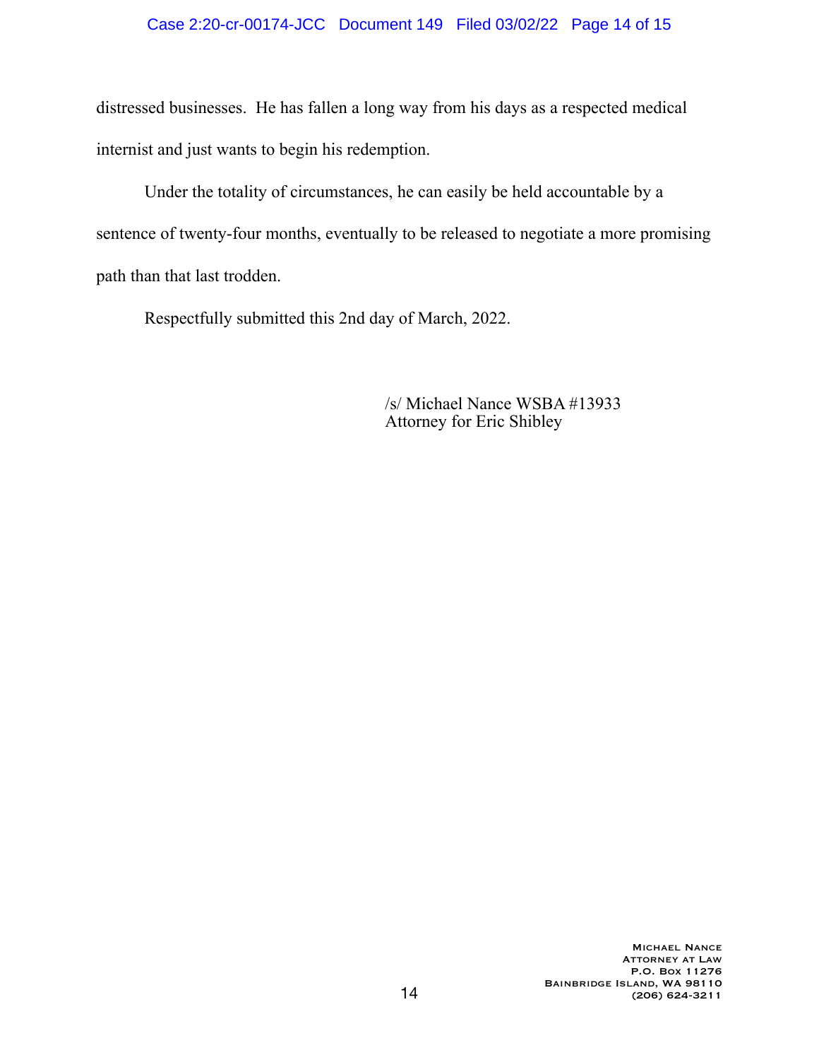distressed businesses. He has fallen a long way from his days as a respected medical internist and just wants to begin his redemption.

Under the totality of circumstances, he can easily be held accountable by a sentence of twenty-four months, eventually to be released to negotiate a more promising path than that last trodden.

Respectfully submitted this 2nd day of March, 2022.

/s/ Michael Nance WSBA #13933
Attorney for Eric Shibley

MICHAEL NANCE
ATTORNEY AT LAW
P.O. BOX 11276
BAINBRIDGE ISLAND, WA 98110
(206) 624-3211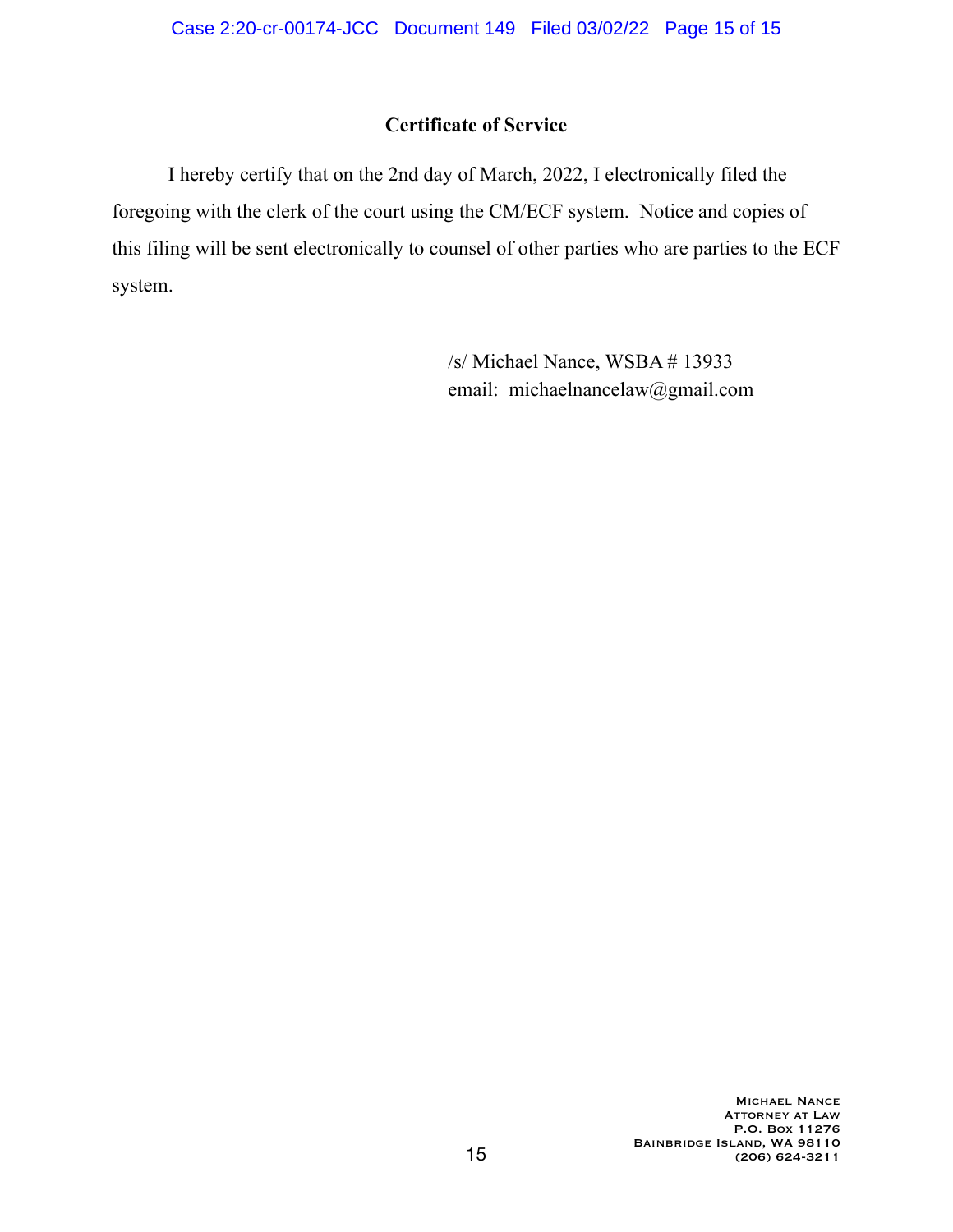## Certificate of Service

I hereby certify that on the 2nd day of March, 2022, I electronically filed the foregoing with the clerk of the court using the CM/ECF system. Notice and copies of this filing will be sent electronically to counsel of other parties who are parties to the ECF system.

/s/ Michael Nance, WSBA # 13933
email: michaelnancelaw@gmail.com

MICHAEL NANCE
ATTORNEY AT LAW
P.O. BOX 11276
BAINBRIDGE ISLAND, WA 98110
(206) 624-3211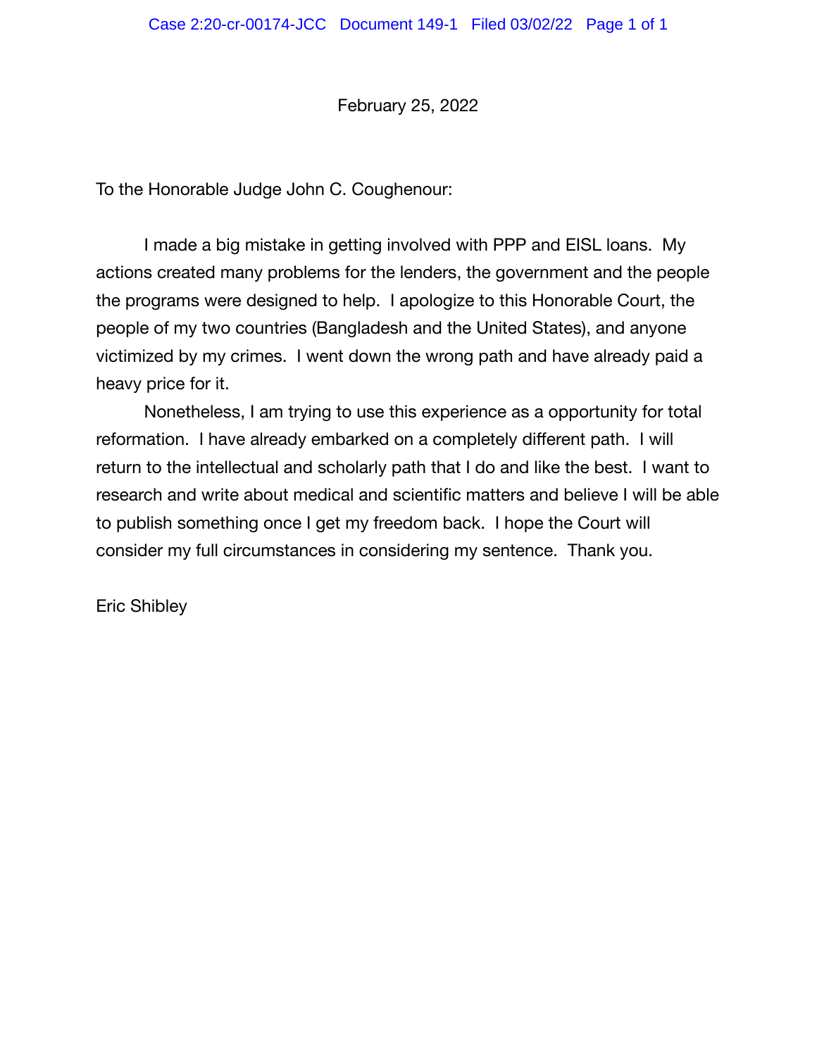February 25, 2022

To the Honorable Judge John C. Coughenour:

I made a big mistake in getting involved with PPP and EISL loans. My actions created many problems for the lenders, the government and the people the programs were designed to help. I apologize to this Honorable Court, the people of my two countries (Bangladesh and the United States), and anyone victimized by my crimes. I went down the wrong path and have already paid a heavy price for it.

Nonetheless, I am trying to use this experience as a opportunity for total reformation. I have already embarked on a completely different path. I will return to the intellectual and scholarly path that I do and like the best. I want to research and write about medical and scientific matters and believe I will be able to publish something once I get my freedom back. I hope the Court will consider my full circumstances in considering my sentence. Thank you.

Eric Shibley